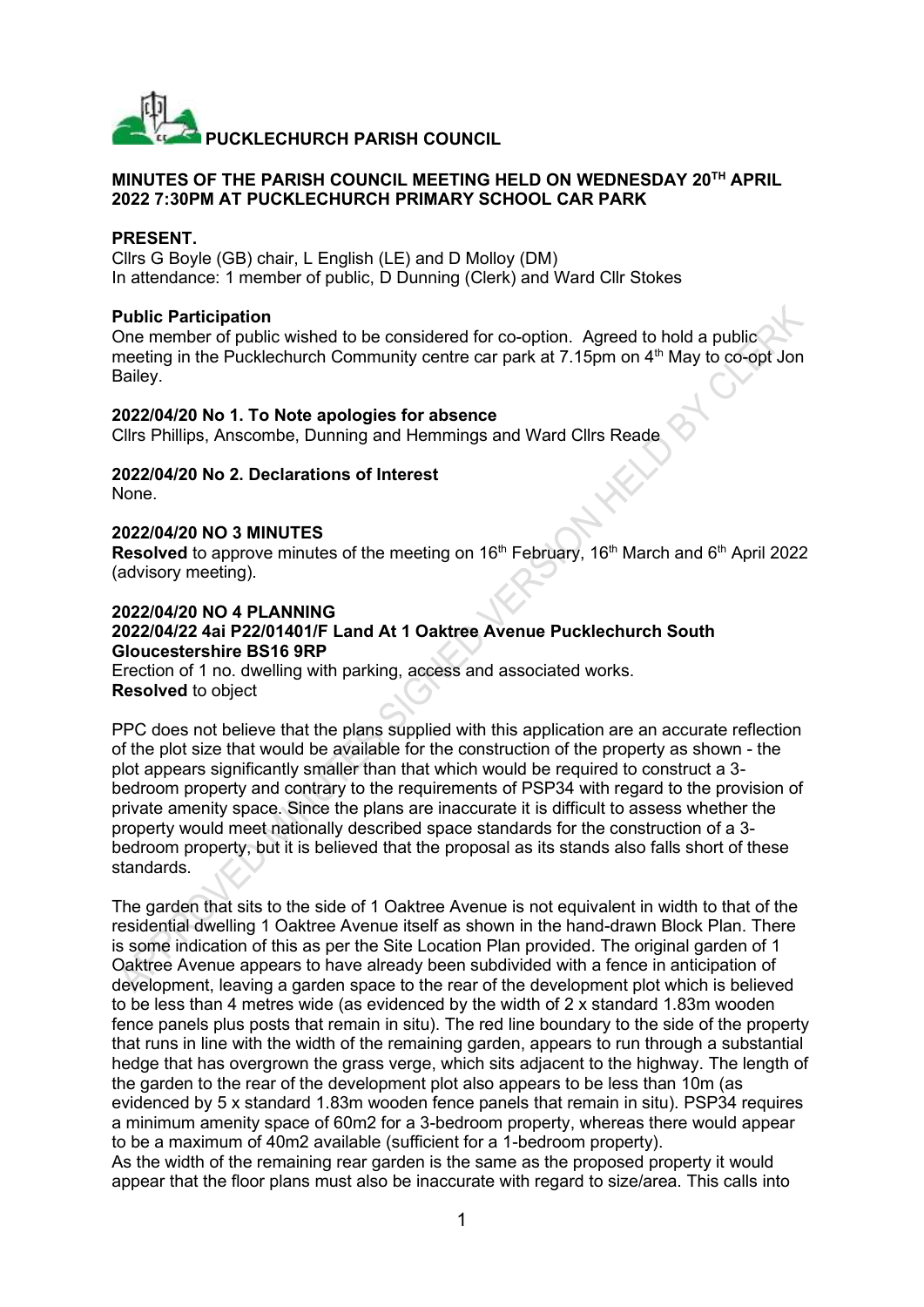**PUCKLECHURCH PARISH COUNCIL**

**MINUTES OF THE PARISH COUNCIL MEETING HELD ON WEDNESDAY 20TH APRIL 2022 7:30PM AT PUCKLECHURCH PRIMARY SCHOOL CAR PARK**

**PRESENT.**
Cllrs G Boyle (GB) chair, L English (LE) and D Molloy (DM)
In attendance: 1 member of public, D Dunning (Clerk) and Ward Cllr Stokes

**Public Participation**
One member of public wished to be considered for co-option. Agreed to hold a public meeting in the Pucklechurch Community centre car park at 7.15pm on 4th May to co-opt Jon Bailey.

**2022/04/20 No 1. To Note apologies for absence**
Cllrs Phillips, Anscombe, Dunning and Hemmings and Ward Cllrs Reade

**2022/04/20 No 2. Declarations of Interest**
None.

**2022/04/20 NO 3 MINUTES**
**Resolved** to approve minutes of the meeting on 16th February, 16th March and 6th April 2022 (advisory meeting).

**2022/04/20 NO 4 PLANNING**
**2022/04/22 4ai P22/01401/F Land At 1 Oaktree Avenue Pucklechurch South Gloucestershire BS16 9RP**
Erection of 1 no. dwelling with parking, access and associated works.
**Resolved** to object

PPC does not believe that the plans supplied with this application are an accurate reflection of the plot size that would be available for the construction of the property as shown - the plot appears significantly smaller than that which would be required to construct a 3-bedroom property and contrary to the requirements of PSP34 with regard to the provision of private amenity space. Since the plans are inaccurate it is difficult to assess whether the property would meet nationally described space standards for the construction of a 3-bedroom property, but it is believed that the proposal as its stands also falls short of these standards.

The garden that sits to the side of 1 Oaktree Avenue is not equivalent in width to that of the residential dwelling 1 Oaktree Avenue itself as shown in the hand-drawn Block Plan. There is some indication of this as per the Site Location Plan provided. The original garden of 1 Oaktree Avenue appears to have already been subdivided with a fence in anticipation of development, leaving a garden space to the rear of the development plot which is believed to be less than 4 metres wide (as evidenced by the width of 2 x standard 1.83m wooden fence panels plus posts that remain in situ). The red line boundary to the side of the property that runs in line with the width of the remaining garden, appears to run through a substantial hedge that has overgrown the grass verge, which sits adjacent to the highway. The length of the garden to the rear of the development plot also appears to be less than 10m (as evidenced by 5 x standard 1.83m wooden fence panels that remain in situ). PSP34 requires a minimum amenity space of 60m2 for a 3-bedroom property, whereas there would appear to be a maximum of 40m2 available (sufficient for a 1-bedroom property).
As the width of the remaining rear garden is the same as the proposed property it would appear that the floor plans must also be inaccurate with regard to size/area. This calls into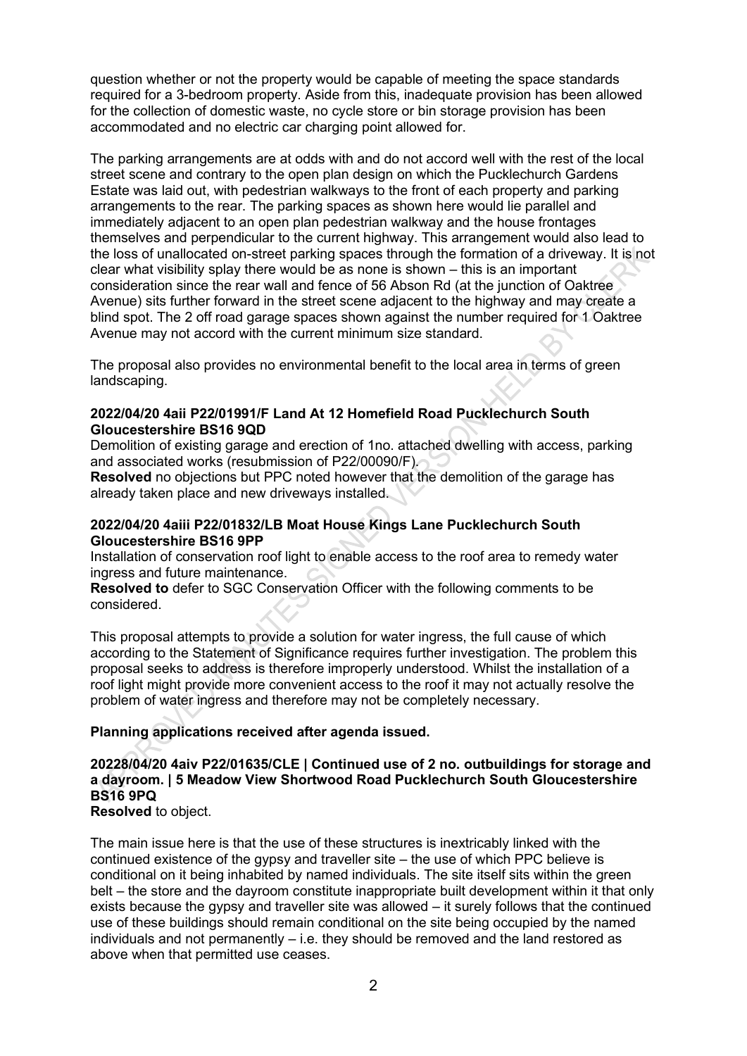question whether or not the property would be capable of meeting the space standards required for a 3-bedroom property. Aside from this, inadequate provision has been allowed for the collection of domestic waste, no cycle store or bin storage provision has been accommodated and no electric car charging point allowed for.

The parking arrangements are at odds with and do not accord well with the rest of the local street scene and contrary to the open plan design on which the Pucklechurch Gardens Estate was laid out, with pedestrian walkways to the front of each property and parking arrangements to the rear. The parking spaces as shown here would lie parallel and immediately adjacent to an open plan pedestrian walkway and the house frontages themselves and perpendicular to the current highway. This arrangement would also lead to the loss of unallocated on-street parking spaces through the formation of a driveway. It is not clear what visibility splay there would be as none is shown – this is an important consideration since the rear wall and fence of 56 Abson Rd (at the junction of Oaktree Avenue) sits further forward in the street scene adjacent to the highway and may create a blind spot. The 2 off road garage spaces shown against the number required for 1 Oaktree Avenue may not accord with the current minimum size standard.

The proposal also provides no environmental benefit to the local area in terms of green landscaping.

**2022/04/20 4aii P22/01991/F Land At 12 Homefield Road Pucklechurch South Gloucestershire BS16 9QD**

Demolition of existing garage and erection of 1no. attached dwelling with access, parking and associated works (resubmission of P22/00090/F).

**Resolved** no objections but PPC noted however that the demolition of the garage has already taken place and new driveways installed.

**2022/04/20 4aiii P22/01832/LB Moat House Kings Lane Pucklechurch South Gloucestershire BS16 9PP**

Installation of conservation roof light to enable access to the roof area to remedy water ingress and future maintenance.

**Resolved to** defer to SGC Conservation Officer with the following comments to be considered.

This proposal attempts to provide a solution for water ingress, the full cause of which according to the Statement of Significance requires further investigation. The problem this proposal seeks to address is therefore improperly understood. Whilst the installation of a roof light might provide more convenient access to the roof it may not actually resolve the problem of water ingress and therefore may not be completely necessary.

**Planning applications received after agenda issued.**

**20228/04/20 4aiv P22/01635/CLE | Continued use of 2 no. outbuildings for storage and a dayroom. | 5 Meadow View Shortwood Road Pucklechurch South Gloucestershire BS16 9PQ**

**Resolved** to object.

The main issue here is that the use of these structures is inextricably linked with the continued existence of the gypsy and traveller site – the use of which PPC believe is conditional on it being inhabited by named individuals. The site itself sits within the green belt – the store and the dayroom constitute inappropriate built development within it that only exists because the gypsy and traveller site was allowed – it surely follows that the continued use of these buildings should remain conditional on the site being occupied by the named individuals and not permanently – i.e. they should be removed and the land restored as above when that permitted use ceases.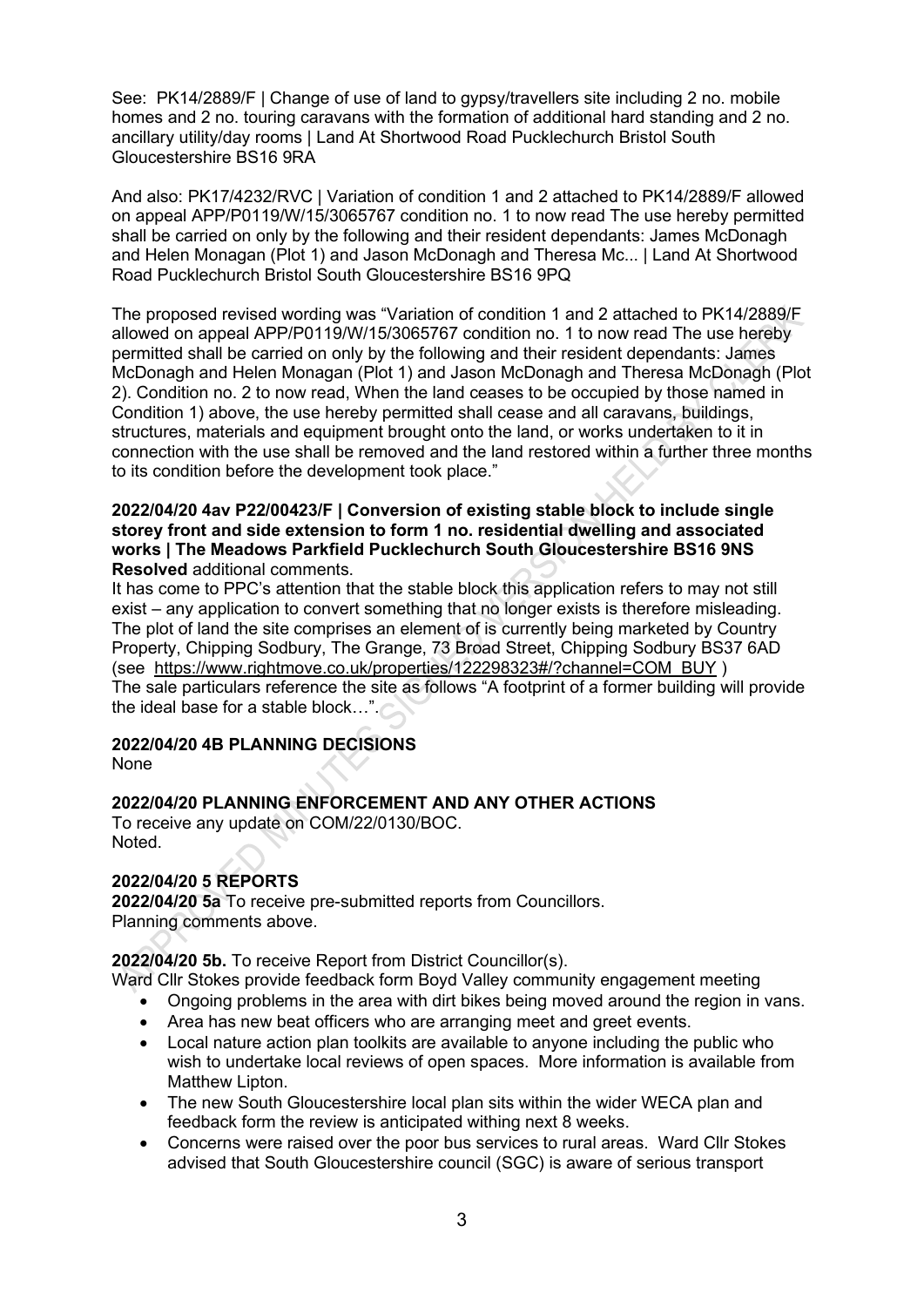See: PK14/2889/F | Change of use of land to gypsy/travellers site including 2 no. mobile homes and 2 no. touring caravans with the formation of additional hard standing and 2 no. ancillary utility/day rooms | Land At Shortwood Road Pucklechurch Bristol South Gloucestershire BS16 9RA

And also: PK17/4232/RVC | Variation of condition 1 and 2 attached to PK14/2889/F allowed on appeal APP/P0119/W/15/3065767 condition no. 1 to now read The use hereby permitted shall be carried on only by the following and their resident dependants: James McDonagh and Helen Monagan (Plot 1) and Jason McDonagh and Theresa Mc... | Land At Shortwood Road Pucklechurch Bristol South Gloucestershire BS16 9PQ

The proposed revised wording was "Variation of condition 1 and 2 attached to PK14/2889/F allowed on appeal APP/P0119/W/15/3065767 condition no. 1 to now read The use hereby permitted shall be carried on only by the following and their resident dependants: James McDonagh and Helen Monagan (Plot 1) and Jason McDonagh and Theresa McDonagh (Plot 2). Condition no. 2 to now read, When the land ceases to be occupied by those named in Condition 1) above, the use hereby permitted shall cease and all caravans, buildings, structures, materials and equipment brought onto the land, or works undertaken to it in connection with the use shall be removed and the land restored within a further three months to its condition before the development took place."

**2022/04/20 4av P22/00423/F | Conversion of existing stable block to include single storey front and side extension to form 1 no. residential dwelling and associated works | The Meadows Parkfield Pucklechurch South Gloucestershire BS16 9NS**
**Resolved** additional comments.
It has come to PPC's attention that the stable block this application refers to may not still exist – any application to convert something that no longer exists is therefore misleading. The plot of land the site comprises an element of is currently being marketed by Country Property, Chipping Sodbury, The Grange, 73 Broad Street, Chipping Sodbury BS37 6AD (see https://www.rightmove.co.uk/properties/122298323#/?channel=COM_BUY )
The sale particulars reference the site as follows "A footprint of a former building will provide the ideal base for a stable block…".

**2022/04/20 4B PLANNING DECISIONS**
None

**2022/04/20 PLANNING ENFORCEMENT AND ANY OTHER ACTIONS**
To receive any update on COM/22/0130/BOC.
Noted.

**2022/04/20 5 REPORTS**
**2022/04/20 5a** To receive pre-submitted reports from Councillors.
Planning comments above.

**2022/04/20 5b.** To receive Report from District Councillor(s).
Ward Cllr Stokes provide feedback form Boyd Valley community engagement meeting

- Ongoing problems in the area with dirt bikes being moved around the region in vans.
- Area has new beat officers who are arranging meet and greet events.
- Local nature action plan toolkits are available to anyone including the public who wish to undertake local reviews of open spaces. More information is available from Matthew Lipton.
- The new South Gloucestershire local plan sits within the wider WECA plan and feedback form the review is anticipated withing next 8 weeks.
- Concerns were raised over the poor bus services to rural areas. Ward Cllr Stokes advised that South Gloucestershire council (SGC) is aware of serious transport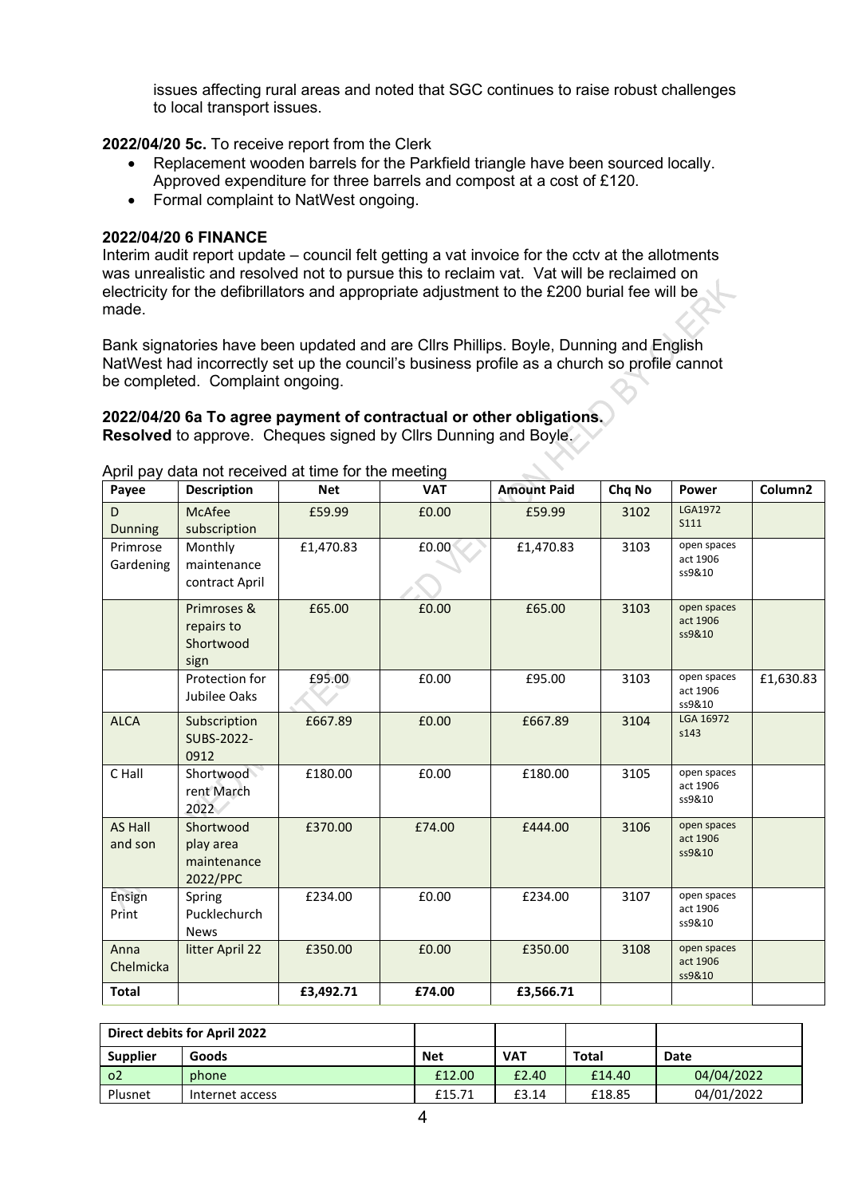issues affecting rural areas and noted that SGC continues to raise robust challenges to local transport issues.

**2022/04/20 5c.** To receive report from the Clerk

- Replacement wooden barrels for the Parkfield triangle have been sourced locally. Approved expenditure for three barrels and compost at a cost of £120.
- Formal complaint to NatWest ongoing.

**2022/04/20 6 FINANCE**

Interim audit report update – council felt getting a vat invoice for the cctv at the allotments was unrealistic and resolved not to pursue this to reclaim vat. Vat will be reclaimed on electricity for the defibrillators and appropriate adjustment to the £200 burial fee will be made.

Bank signatories have been updated and are Cllrs Phillips. Boyle, Dunning and English NatWest had incorrectly set up the council's business profile as a church so profile cannot be completed. Complaint ongoing.

**2022/04/20 6a To agree payment of contractual or other obligations.**
**Resolved** to approve. Cheques signed by Cllrs Dunning and Boyle.

April pay data not received at time for the meeting

| Payee | Description | Net | VAT | Amount Paid | Chq No | Power | Column2 |
|---|---|---|---|---|---|---|---|
| D Dunning | McAfee subscription | £59.99 | £0.00 | £59.99 | 3102 | LGA1972 S111 | |
| Primrose Gardening | Monthly maintenance contract April | £1,470.83 | £0.00 | £1,470.83 | 3103 | open spaces act 1906 ss9&10 | |
| | Primroses & repairs to Shortwood sign | £65.00 | £0.00 | £65.00 | 3103 | open spaces act 1906 ss9&10 | |
| | Protection for Jubilee Oaks | £95.00 | £0.00 | £95.00 | 3103 | open spaces act 1906 ss9&10 | £1,630.83 |
| ALCA | Subscription SUBS-2022-0912 | £667.89 | £0.00 | £667.89 | 3104 | LGA 16972 s143 | |
| C Hall | Shortwood rent March 2022 | £180.00 | £0.00 | £180.00 | 3105 | open spaces act 1906 ss9&10 | |
| AS Hall and son | Shortwood play area maintenance 2022/PPC | £370.00 | £74.00 | £444.00 | 3106 | open spaces act 1906 ss9&10 | |
| Ensign Print | Spring Pucklechurch News | £234.00 | £0.00 | £234.00 | 3107 | open spaces act 1906 ss9&10 | |
| Anna Chelmicka | litter April 22 | £350.00 | £0.00 | £350.00 | 3108 | open spaces act 1906 ss9&10 | |
| **Total** | | **£3,492.71** | **£74.00** | **£3,566.71** | | | |

| Direct debits for April 2022 | | | | | |
|---|---|---|---|---|---|
| **Supplier** | **Goods** | **Net** | **VAT** | **Total** | **Date** |
| o2 | phone | £12.00 | £2.40 | £14.40 | 04/04/2022 |
| Plusnet | Internet access | £15.71 | £3.14 | £18.85 | 04/01/2022 |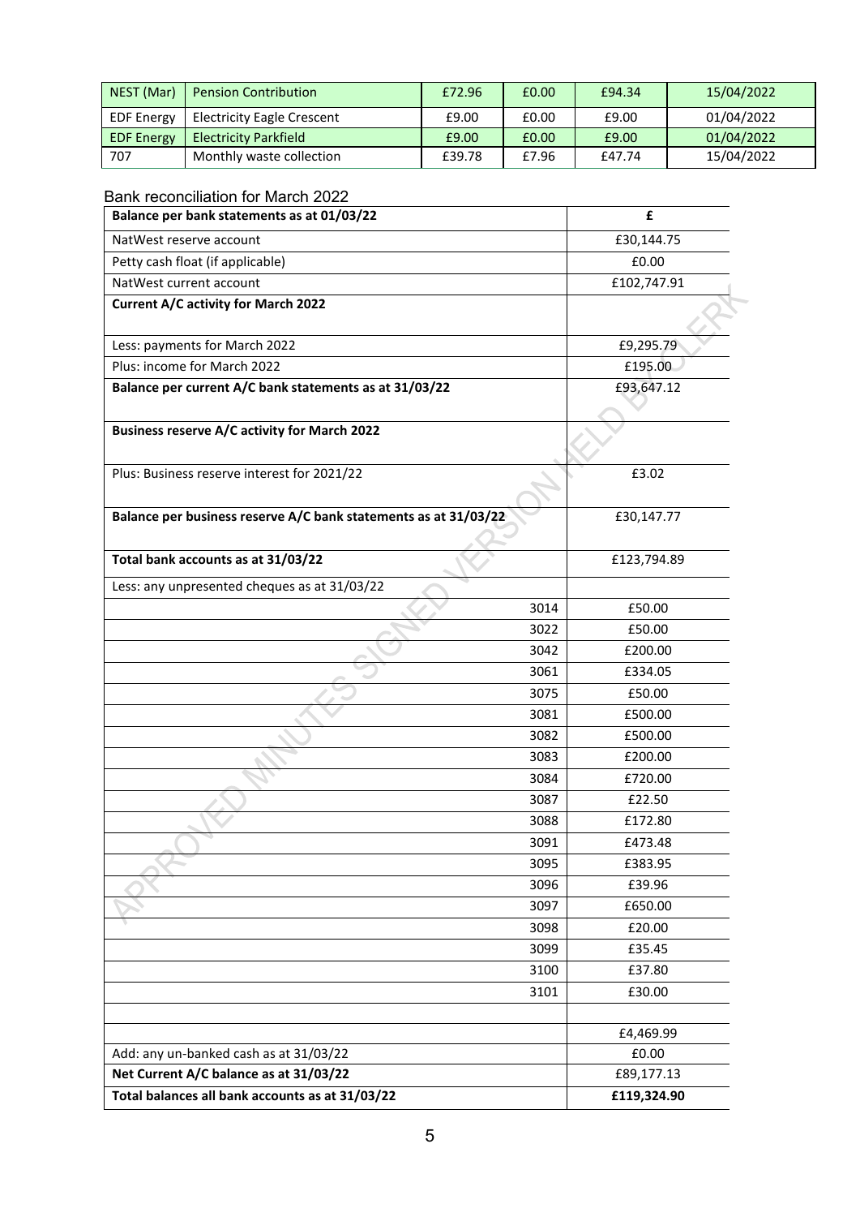| NEST (Mar) | Pension Contribution | £72.96 | £0.00 | £94.34 | 15/04/2022 |
|---|---|---|---|---|---|
| EDF Energy | Electricity Eagle Crescent | £9.00 | £0.00 | £9.00 | 01/04/2022 |
| EDF Energy | Electricity Parkfield | £9.00 | £0.00 | £9.00 | 01/04/2022 |
| 707 | Monthly waste collection | £39.78 | £7.96 | £47.74 | 15/04/2022 |

Bank reconciliation for March 2022

| **Balance per bank statements as at 01/03/22** | | **£** |
|---|---|---|
| NatWest reserve account | | £30,144.75 |
| Petty cash float (if applicable) | | £0.00 |
| NatWest current account | | £102,747.91 |
| **Current A/C activity for March 2022** | | |
| Less: payments for March 2022 | | £9,295.79 |
| Plus: income for March 2022 | | £195.00 |
| **Balance per current A/C bank statements as at 31/03/22** | | £93,647.12 |
| **Business reserve A/C activity for March 2022** | | |
| Plus: Business reserve interest for 2021/22 | | £3.02 |
| **Balance per business reserve A/C bank statements as at 31/03/22** | | £30,147.77 |
| **Total bank accounts as at 31/03/22** | | £123,794.89 |
| Less: any unpresented cheques as at 31/03/22 | | |
| | 3014 | £50.00 |
| | 3022 | £50.00 |
| | 3042 | £200.00 |
| | 3061 | £334.05 |
| | 3075 | £50.00 |
| | 3081 | £500.00 |
| | 3082 | £500.00 |
| | 3083 | £200.00 |
| | 3084 | £720.00 |
| | 3087 | £22.50 |
| | 3088 | £172.80 |
| | 3091 | £473.48 |
| | 3095 | £383.95 |
| | 3096 | £39.96 |
| | 3097 | £650.00 |
| | 3098 | £20.00 |
| | 3099 | £35.45 |
| | 3100 | £37.80 |
| | 3101 | £30.00 |
| | | |
| | | £4,469.99 |
| Add: any un-banked cash as at 31/03/22 | | £0.00 |
| **Net Current A/C balance as at 31/03/22** | | £89,177.13 |
| **Total balances all bank accounts as at 31/03/22** | | **£119,324.90** |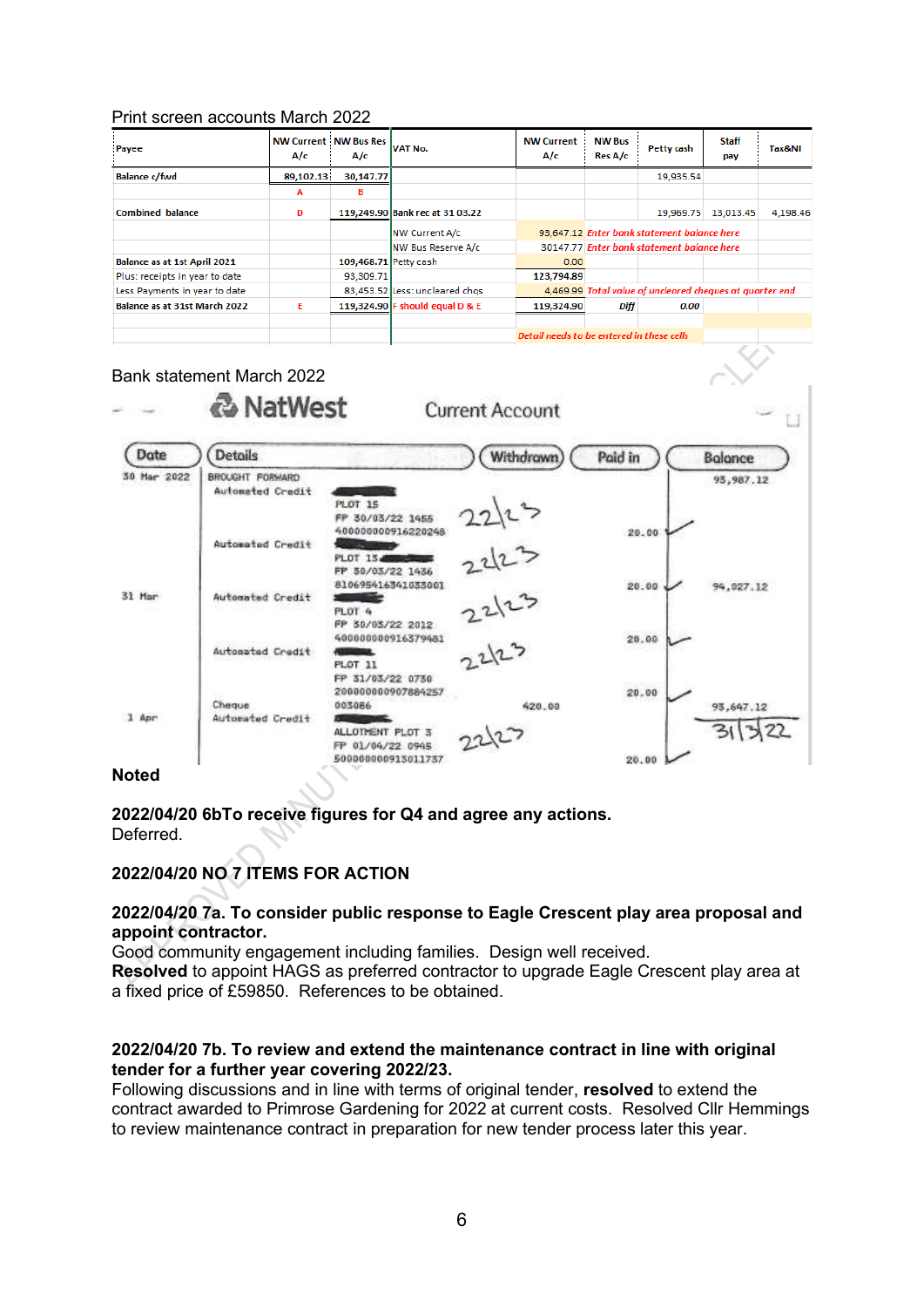Print screen accounts March 2022

| Payee | NW Current A/c | NW Bus Res A/c | VAT No. | NW Current A/c | NW Bus Res A/c | Petty cash | Staff pay | Tax&NI |
|---|---|---|---|---|---|---|---|---|
| Balance c/fwd | 89,102.13 | 30,147.77 | | | | 19,935.54 | | |
| | A | B | | | | | | |
| Combined balance | D | 119,249.90 | Bank rec at 31 03.22 | | | 19,969.75 | 13,013.45 | 4,198.46 |
| | | | NW Current A/c | 93,647.12 | *Enter bank statement balance here* | | | |
| | | | NW Bus Reserve A/c | 30147.77 | *Enter bank statement balance here* | | | |
| Balance as at 1st April 2021 | | 109,468.71 | Petty cash | 0.00 | | | | |
| Plus: receipts in year to date | | 93,309.71 | | 123,794.89 | | | | |
| Less Payments in year to date | | 83,453.52 | Less: uncleared chqs | 4,469.99 | *Total value of uncleared cheques at quarter end* | | | |
| Balance as at 31st March 2022 | E | 119,324.90 | F should equal D & E | 119,324.90 | Diff | 0.00 | | |
| | | | | *Detail needs to be entered in these cells* | | | | |

Bank statement March 2022

NatWest Current Account

| Date | Details | | Withdrawn | Paid in | Balance |
|---|---|---|---|---|---|
| 30 Mar 2022 | BROUGHT FORWARD | | | | 93,987.12 |
| | Automated Credit | PLOT 15 FP 30/03/22 1455 400000000916220248 | | 20.00 | |
| | Automated Credit | PLOT 15 FP 30/03/22 1436 810695416341033001 | | 20.00 | 94,027.12 |
| 31 Mar | Automated Credit | PLOT 4 FP 30/03/22 2012 400000000916379481 | | 20.00 | |
| | Automated Credit | PLOT 11 FP 31/03/22 0730 200000000907884257 | | 20.00 | |
| | Cheque | 003086 | 420.00 | | 93,647.12 |
| 1 Apr | Automated Credit | ALLOTMENT PLOT 3 FP 01/04/22 0945 500000000913011737 | | 20.00 | |

**Noted**

**2022/04/20 6bTo receive figures for Q4 and agree any actions.**
Deferred.

**2022/04/20 NO 7 ITEMS FOR ACTION**

**2022/04/20 7a. To consider public response to Eagle Crescent play area proposal and appoint contractor.**
Good community engagement including families. Design well received.
**Resolved** to appoint HAGS as preferred contractor to upgrade Eagle Crescent play area at a fixed price of £59850. References to be obtained.

**2022/04/20 7b. To review and extend the maintenance contract in line with original tender for a further year covering 2022/23.**
Following discussions and in line with terms of original tender, **resolved** to extend the contract awarded to Primrose Gardening for 2022 at current costs. Resolved Cllr Hemmings to review maintenance contract in preparation for new tender process later this year.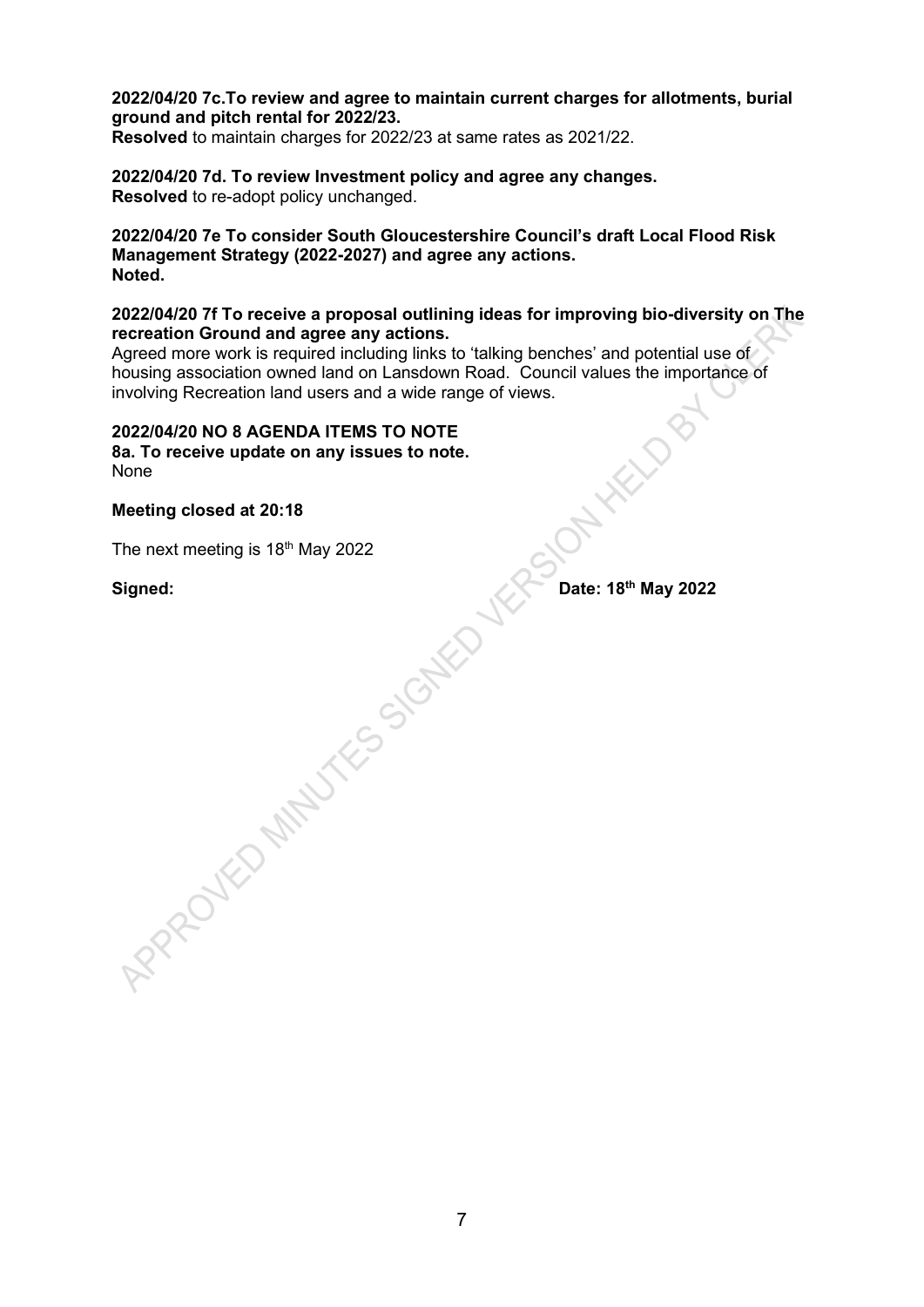**2022/04/20 7c.To review and agree to maintain current charges for allotments, burial ground and pitch rental for 2022/23.**
**Resolved** to maintain charges for 2022/23 at same rates as 2021/22.

**2022/04/20 7d. To review Investment policy and agree any changes.**
**Resolved** to re-adopt policy unchanged.

**2022/04/20 7e To consider South Gloucestershire Council's draft Local Flood Risk Management Strategy (2022-2027) and agree any actions.**
**Noted.**

**2022/04/20 7f To receive a proposal outlining ideas for improving bio-diversity on The recreation Ground and agree any actions.**
Agreed more work is required including links to 'talking benches' and potential use of housing association owned land on Lansdown Road. Council values the importance of involving Recreation land users and a wide range of views.

**2022/04/20 NO 8 AGENDA ITEMS TO NOTE**
**8a. To receive update on any issues to note.**
None

**Meeting closed at 20:18**

The next meeting is 18th May 2022

**Signed:** **Date: 18th May 2022**